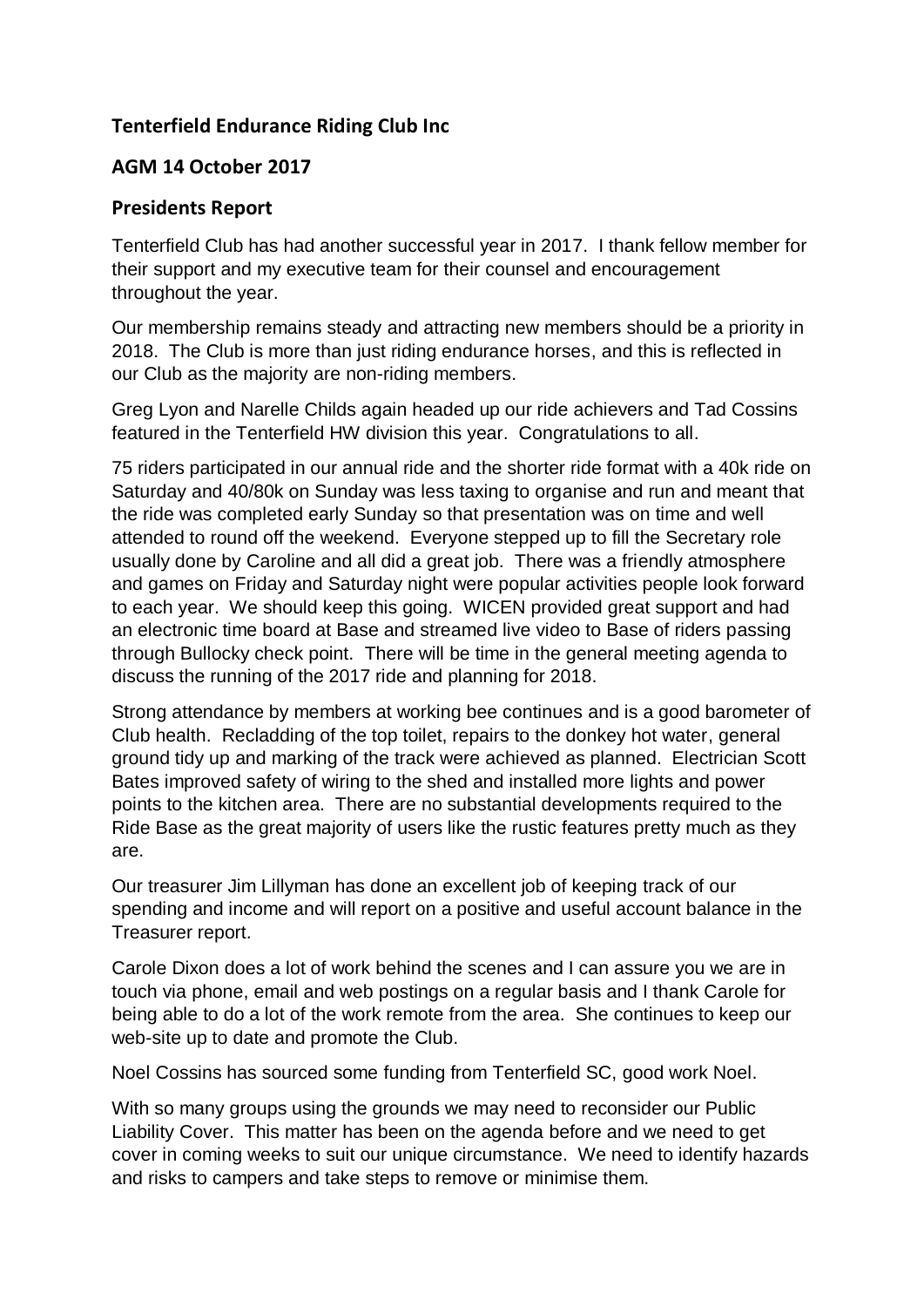## Tenterfield Endurance Riding Club Inc

## AGM 14 October 2017

## Presidents Report

Tenterfield Club has had another successful year in 2017. I thank fellow member for their support and my executive team for their counsel and encouragement throughout the year.

Our membership remains steady and attracting new members should be a priority in 2018. The Club is more than just riding endurance horses, and this is reflected in our Club as the majority are non-riding members.

Greg Lyon and Narelle Childs again headed up our ride achievers and Tad Cossins featured in the Tenterfield HW division this year. Congratulations to all.

75 riders participated in our annual ride and the shorter ride format with a 40k ride on Saturday and 40/80k on Sunday was less taxing to organise and run and meant that the ride was completed early Sunday so that presentation was on time and well attended to round off the weekend. Everyone stepped up to fill the Secretary role usually done by Caroline and all did a great job. There was a friendly atmosphere and games on Friday and Saturday night were popular activities people look forward to each year. We should keep this going. WICEN provided great support and had an electronic time board at Base and streamed live video to Base of riders passing through Bullocky check point. There will be time in the general meeting agenda to discuss the running of the 2017 ride and planning for 2018.

Strong attendance by members at working bee continues and is a good barometer of Club health. Recladding of the top toilet, repairs to the donkey hot water, general ground tidy up and marking of the track were achieved as planned. Electrician Scott Bates improved safety of wiring to the shed and installed more lights and power points to the kitchen area. There are no substantial developments required to the Ride Base as the great majority of users like the rustic features pretty much as they are.

Our treasurer Jim Lillyman has done an excellent job of keeping track of our spending and income and will report on a positive and useful account balance in the Treasurer report.

Carole Dixon does a lot of work behind the scenes and I can assure you we are in touch via phone, email and web postings on a regular basis and I thank Carole for being able to do a lot of the work remote from the area. She continues to keep our web-site up to date and promote the Club.

Noel Cossins has sourced some funding from Tenterfield SC, good work Noel.

With so many groups using the grounds we may need to reconsider our Public Liability Cover. This matter has been on the agenda before and we need to get cover in coming weeks to suit our unique circumstance. We need to identify hazards and risks to campers and take steps to remove or minimise them.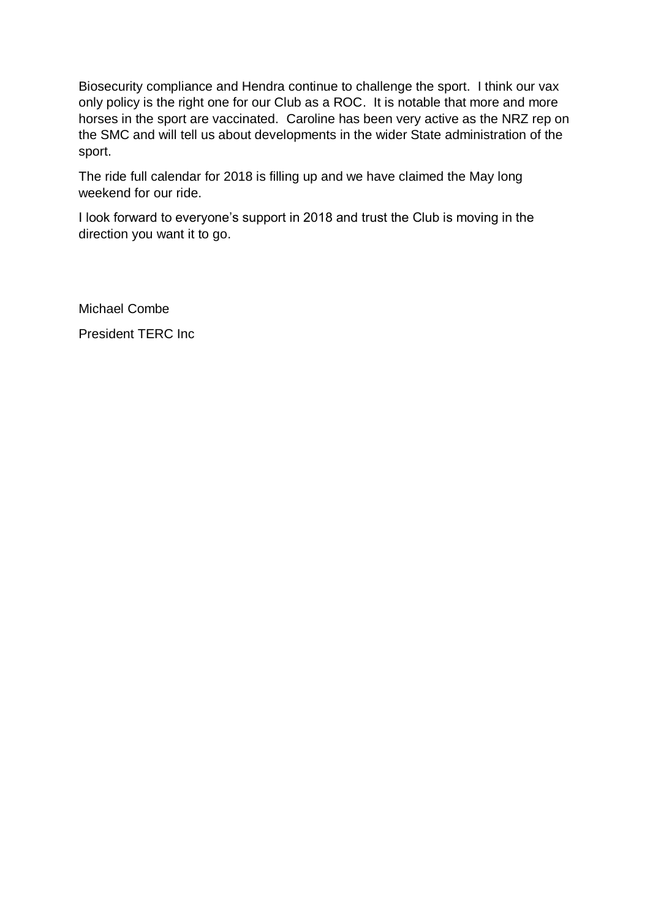Biosecurity compliance and Hendra continue to challenge the sport. I think our vax only policy is the right one for our Club as a ROC. It is notable that more and more horses in the sport are vaccinated. Caroline has been very active as the NRZ rep on the SMC and will tell us about developments in the wider State administration of the sport.

The ride full calendar for 2018 is filling up and we have claimed the May long weekend for our ride.

I look forward to everyone's support in 2018 and trust the Club is moving in the direction you want it to go.

Michael Combe

President TERC Inc